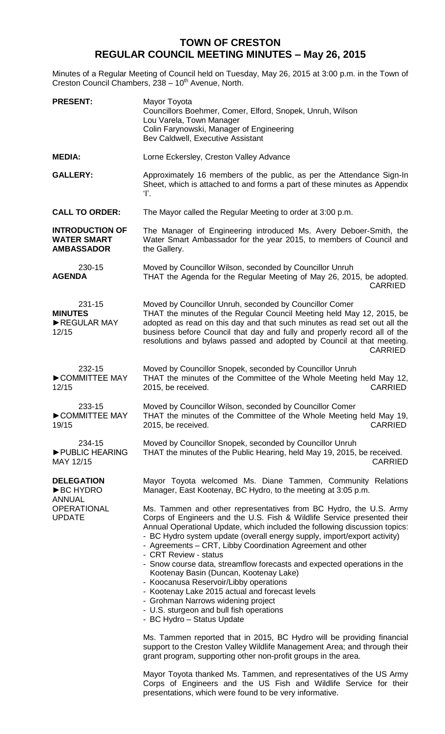# TOWN OF CRESTON
## REGULAR COUNCIL MEETING MINUTES – May 26, 2015

Minutes of a Regular Meeting of Council held on Tuesday, May 26, 2015 at 3:00 p.m. in the Town of Creston Council Chambers, 238 – 10th Avenue, North.

**PRESENT:** Mayor Toyota
Councillors Boehmer, Comer, Elford, Snopek, Unruh, Wilson
Lou Varela, Town Manager
Colin Farynowski, Manager of Engineering
Bev Caldwell, Executive Assistant

**MEDIA:** Lorne Eckersley, Creston Valley Advance

**GALLERY:** Approximately 16 members of the public, as per the Attendance Sign-In Sheet, which is attached to and forms a part of these minutes as Appendix 'I'.

**CALL TO ORDER:** The Mayor called the Regular Meeting to order at 3:00 p.m.

**INTRODUCTION OF WATER SMART AMBASSADOR**

The Manager of Engineering introduced Ms. Avery Deboer-Smith, the Water Smart Ambassador for the year 2015, to members of Council and the Gallery.

230-15
**AGENDA**

Moved by Councillor Wilson, seconded by Councillor Unruh
THAT the Agenda for the Regular Meeting of May 26, 2015, be adopted.
CARRIED

231-15
**MINUTES**
►REGULAR MAY 12/15

Moved by Councillor Unruh, seconded by Councillor Comer
THAT the minutes of the Regular Council Meeting held May 12, 2015, be adopted as read on this day and that such minutes as read set out all the business before Council that day and fully and properly record all of the resolutions and bylaws passed and adopted by Council at that meeting.
CARRIED

232-15
►COMMITTEE MAY 12/15

Moved by Councillor Snopek, seconded by Councillor Unruh
THAT the minutes of the Committee of the Whole Meeting held May 12, 2015, be received.
CARRIED

233-15
►COMMITTEE MAY 19/15

Moved by Councillor Wilson, seconded by Councillor Comer
THAT the minutes of the Committee of the Whole Meeting held May 19, 2015, be received.
CARRIED

234-15
►PUBLIC HEARING MAY 12/15

Moved by Councillor Snopek, seconded by Councillor Unruh
THAT the minutes of the Public Hearing, held May 19, 2015, be received.
CARRIED

**DELEGATION**
►BC HYDRO ANNUAL OPERATIONAL UPDATE

Mayor Toyota welcomed Ms. Diane Tammen, Community Relations Manager, East Kootenay, BC Hydro, to the meeting at 3:05 p.m.

Ms. Tammen and other representatives from BC Hydro, the U.S. Army Corps of Engineers and the U.S. Fish & Wildlife Service presented their Annual Operational Update, which included the following discussion topics:

- BC Hydro system update (overall energy supply, import/export activity)
- Agreements – CRT, Libby Coordination Agreement and other
- CRT Review - status
- Snow course data, streamflow forecasts and expected operations in the Kootenay Basin (Duncan, Kootenay Lake)
- Koocanusa Reservoir/Libby operations
- Kootenay Lake 2015 actual and forecast levels
- Grohman Narrows widening project
- U.S. sturgeon and bull fish operations
- BC Hydro – Status Update

Ms. Tammen reported that in 2015, BC Hydro will be providing financial support to the Creston Valley Wildlife Management Area; and through their grant program, supporting other non-profit groups in the area.

Mayor Toyota thanked Ms. Tammen, and representatives of the US Army Corps of Engineers and the US Fish and Wildlife Service for their presentations, which were found to be very informative.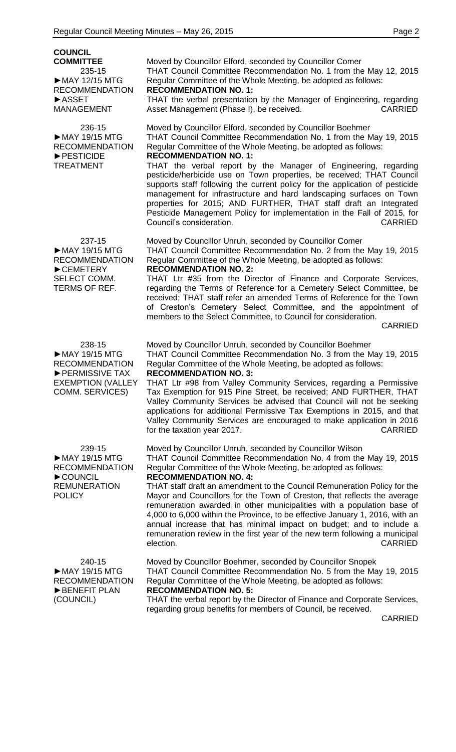**COUNCIL COMMITTEE**

235-15
►MAY 12/15 MTG RECOMMENDATION
►ASSET MANAGEMENT

Moved by Councillor Elford, seconded by Councillor Comer
THAT Council Committee Recommendation No. 1 from the May 12, 2015 Regular Committee of the Whole Meeting, be adopted as follows:
**RECOMMENDATION NO. 1:**
THAT the verbal presentation by the Manager of Engineering, regarding Asset Management (Phase I), be received. CARRIED

236-15
►MAY 19/15 MTG RECOMMENDATION
►PESTICIDE TREATMENT

Moved by Councillor Elford, seconded by Councillor Boehmer
THAT Council Committee Recommendation No. 1 from the May 19, 2015 Regular Committee of the Whole Meeting, be adopted as follows:
**RECOMMENDATION NO. 1:**
THAT the verbal report by the Manager of Engineering, regarding pesticide/herbicide use on Town properties, be received; THAT Council supports staff following the current policy for the application of pesticide management for infrastructure and hard landscaping surfaces on Town properties for 2015; AND FURTHER, THAT staff draft an Integrated Pesticide Management Policy for implementation in the Fall of 2015, for Council's consideration. CARRIED

237-15
►MAY 19/15 MTG RECOMMENDATION
►CEMETERY SELECT COMM. TERMS OF REF.

Moved by Councillor Unruh, seconded by Councillor Comer
THAT Council Committee Recommendation No. 2 from the May 19, 2015 Regular Committee of the Whole Meeting, be adopted as follows:
**RECOMMENDATION NO. 2:**
THAT Ltr #35 from the Director of Finance and Corporate Services, regarding the Terms of Reference for a Cemetery Select Committee, be received; THAT staff refer an amended Terms of Reference for the Town of Creston's Cemetery Select Committee, and the appointment of members to the Select Committee, to Council for consideration.
CARRIED

238-15
►MAY 19/15 MTG RECOMMENDATION
►PERMISSIVE TAX EXEMPTION (VALLEY COMM. SERVICES)

Moved by Councillor Unruh, seconded by Councillor Boehmer
THAT Council Committee Recommendation No. 3 from the May 19, 2015 Regular Committee of the Whole Meeting, be adopted as follows:
**RECOMMENDATION NO. 3:**
THAT Ltr #98 from Valley Community Services, regarding a Permissive Tax Exemption for 915 Pine Street, be received; AND FURTHER, THAT Valley Community Services be advised that Council will not be seeking applications for additional Permissive Tax Exemptions in 2015, and that Valley Community Services are encouraged to make application in 2016 for the taxation year 2017. CARRIED

239-15
►MAY 19/15 MTG RECOMMENDATION
►COUNCIL REMUNERATION POLICY

Moved by Councillor Unruh, seconded by Councillor Wilson
THAT Council Committee Recommendation No. 4 from the May 19, 2015 Regular Committee of the Whole Meeting, be adopted as follows:
**RECOMMENDATION NO. 4:**
THAT staff draft an amendment to the Council Remuneration Policy for the Mayor and Councillors for the Town of Creston, that reflects the average remuneration awarded in other municipalities with a population base of 4,000 to 6,000 within the Province, to be effective January 1, 2016, with an annual increase that has minimal impact on budget; and to include a remuneration review in the first year of the new term following a municipal election. CARRIED

240-15
►MAY 19/15 MTG RECOMMENDATION
►BENEFIT PLAN (COUNCIL)

Moved by Councillor Boehmer, seconded by Councillor Snopek
THAT Council Committee Recommendation No. 5 from the May 19, 2015 Regular Committee of the Whole Meeting, be adopted as follows:
**RECOMMENDATION NO. 5:**
THAT the verbal report by the Director of Finance and Corporate Services, regarding group benefits for members of Council, be received.
CARRIED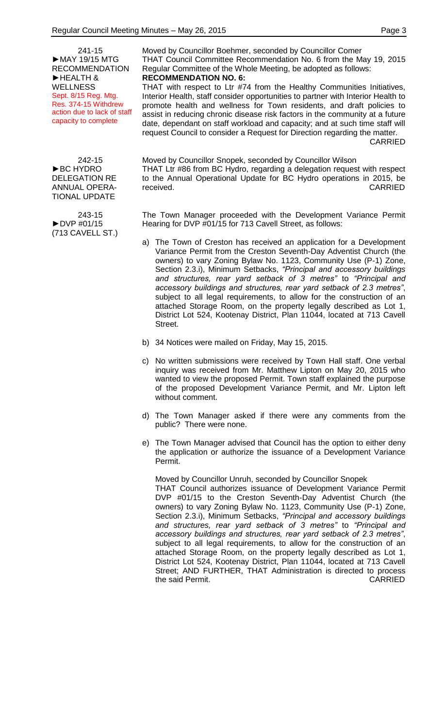241-15
►MAY 19/15 MTG RECOMMENDATION
►HEALTH & WELLNESS
Sept. 8/15 Reg. Mtg. Res. 374-15 Withdrew action due to lack of staff capacity to complete

Moved by Councillor Boehmer, seconded by Councillor Comer
THAT Council Committee Recommendation No. 6 from the May 19, 2015 Regular Committee of the Whole Meeting, be adopted as follows:
**RECOMMENDATION NO. 6:**
THAT with respect to Ltr #74 from the Healthy Communities Initiatives, Interior Health, staff consider opportunities to partner with Interior Health to promote health and wellness for Town residents, and draft policies to assist in reducing chronic disease risk factors in the community at a future date, dependant on staff workload and capacity; and at such time staff will request Council to consider a Request for Direction regarding the matter.
CARRIED

242-15
►BC HYDRO DELEGATION RE ANNUAL OPERATIONAL UPDATE

Moved by Councillor Snopek, seconded by Councillor Wilson
THAT Ltr #86 from BC Hydro, regarding a delegation request with respect to the Annual Operational Update for BC Hydro operations in 2015, be received. CARRIED

243-15
►DVP #01/15 (713 CAVELL ST.)

The Town Manager proceeded with the Development Variance Permit Hearing for DVP #01/15 for 713 Cavell Street, as follows:

a) The Town of Creston has received an application for a Development Variance Permit from the Creston Seventh-Day Adventist Church (the owners) to vary Zoning Bylaw No. 1123, Community Use (P-1) Zone, Section 2.3.i), Minimum Setbacks, *"Principal and accessory buildings and structures, rear yard setback of 3 metres"* to *"Principal and accessory buildings and structures, rear yard setback of 2.3 metres"*, subject to all legal requirements, to allow for the construction of an attached Storage Room, on the property legally described as Lot 1, District Lot 524, Kootenay District, Plan 11044, located at 713 Cavell Street.

b) 34 Notices were mailed on Friday, May 15, 2015.

c) No written submissions were received by Town Hall staff. One verbal inquiry was received from Mr. Matthew Lipton on May 20, 2015 who wanted to view the proposed Permit. Town staff explained the purpose of the proposed Development Variance Permit, and Mr. Lipton left without comment.

d) The Town Manager asked if there were any comments from the public? There were none.

e) The Town Manager advised that Council has the option to either deny the application or authorize the issuance of a Development Variance Permit.

Moved by Councillor Unruh, seconded by Councillor Snopek
THAT Council authorizes issuance of Development Variance Permit DVP #01/15 to the Creston Seventh-Day Adventist Church (the owners) to vary Zoning Bylaw No. 1123, Community Use (P-1) Zone, Section 2.3.i), Minimum Setbacks, *"Principal and accessory buildings and structures, rear yard setback of 3 metres"* to *"Principal and accessory buildings and structures, rear yard setback of 2.3 metres"*, subject to all legal requirements, to allow for the construction of an attached Storage Room, on the property legally described as Lot 1, District Lot 524, Kootenay District, Plan 11044, located at 713 Cavell Street; AND FURTHER, THAT Administration is directed to process the said Permit. CARRIED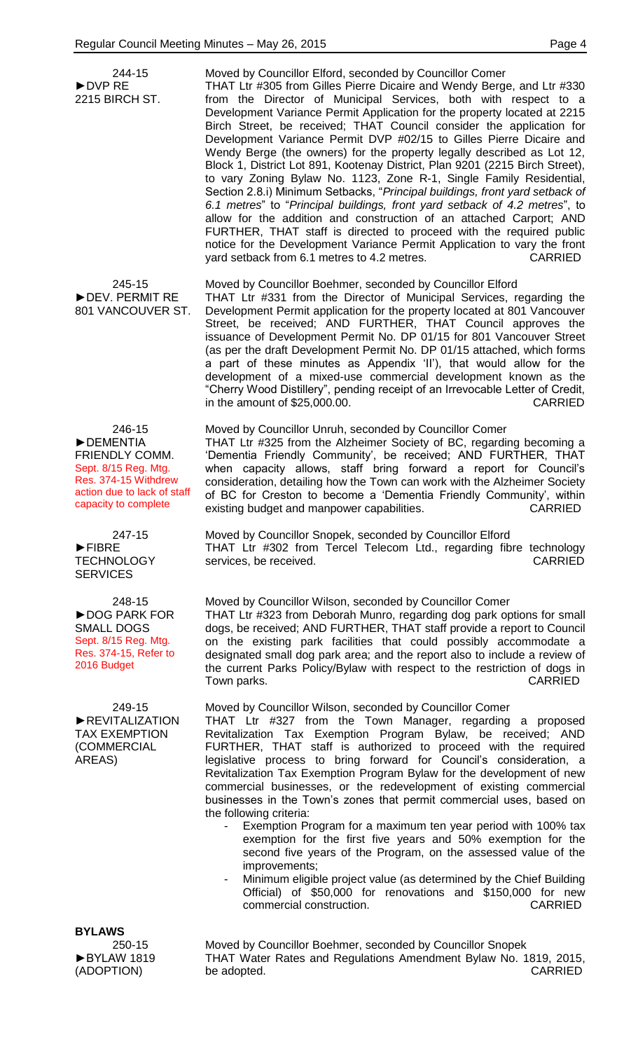244-15
►DVP RE
2215 BIRCH ST.

Moved by Councillor Elford, seconded by Councillor Comer
THAT Ltr #305 from Gilles Pierre Dicaire and Wendy Berge, and Ltr #330 from the Director of Municipal Services, both with respect to a Development Variance Permit Application for the property located at 2215 Birch Street, be received; THAT Council consider the application for Development Variance Permit DVP #02/15 to Gilles Pierre Dicaire and Wendy Berge (the owners) for the property legally described as Lot 12, Block 1, District Lot 891, Kootenay District, Plan 9201 (2215 Birch Street), to vary Zoning Bylaw No. 1123, Zone R-1, Single Family Residential, Section 2.8.i) Minimum Setbacks, "*Principal buildings, front yard setback of 6.1 metres*" to "*Principal buildings, front yard setback of 4.2 metres*", to allow for the addition and construction of an attached Carport; AND FURTHER, THAT staff is directed to proceed with the required public notice for the Development Variance Permit Application to vary the front yard setback from 6.1 metres to 4.2 metres. CARRIED

245-15
►DEV. PERMIT RE
801 VANCOUVER ST.

Moved by Councillor Boehmer, seconded by Councillor Elford
THAT Ltr #331 from the Director of Municipal Services, regarding the Development Permit application for the property located at 801 Vancouver Street, be received; AND FURTHER, THAT Council approves the issuance of Development Permit No. DP 01/15 for 801 Vancouver Street (as per the draft Development Permit No. DP 01/15 attached, which forms a part of these minutes as Appendix 'II'), that would allow for the development of a mixed-use commercial development known as the "Cherry Wood Distillery", pending receipt of an Irrevocable Letter of Credit, in the amount of $25,000.00. CARRIED

246-15
►DEMENTIA FRIENDLY COMM.
Sept. 8/15 Reg. Mtg. Res. 374-15 Withdrew action due to lack of staff capacity to complete

Moved by Councillor Unruh, seconded by Councillor Comer
THAT Ltr #325 from the Alzheimer Society of BC, regarding becoming a 'Dementia Friendly Community', be received; AND FURTHER, THAT when capacity allows, staff bring forward a report for Council's consideration, detailing how the Town can work with the Alzheimer Society of BC for Creston to become a 'Dementia Friendly Community', within existing budget and manpower capabilities. CARRIED

247-15
►FIBRE TECHNOLOGY SERVICES

Moved by Councillor Snopek, seconded by Councillor Elford
THAT Ltr #302 from Tercel Telecom Ltd., regarding fibre technology services, be received. CARRIED

248-15
►DOG PARK FOR SMALL DOGS
Sept. 8/15 Reg. Mtg. Res. 374-15, Refer to 2016 Budget

Moved by Councillor Wilson, seconded by Councillor Comer
THAT Ltr #323 from Deborah Munro, regarding dog park options for small dogs, be received; AND FURTHER, THAT staff provide a report to Council on the existing park facilities that could possibly accommodate a designated small dog park area; and the report also to include a review of the current Parks Policy/Bylaw with respect to the restriction of dogs in Town parks. CARRIED

249-15
►REVITALIZATION TAX EXEMPTION (COMMERCIAL AREAS)

Moved by Councillor Wilson, seconded by Councillor Comer
THAT Ltr #327 from the Town Manager, regarding a proposed Revitalization Tax Exemption Program Bylaw, be received; AND FURTHER, THAT staff is authorized to proceed with the required legislative process to bring forward for Council's consideration, a Revitalization Tax Exemption Program Bylaw for the development of new commercial businesses, or the redevelopment of existing commercial businesses in the Town's zones that permit commercial uses, based on the following criteria:

- Exemption Program for a maximum ten year period with 100% tax exemption for the first five years and 50% exemption for the second five years of the Program, on the assessed value of the improvements;
- Minimum eligible project value (as determined by the Chief Building Official) of $50,000 for renovations and $150,000 for new commercial construction. CARRIED

**BYLAWS**

250-15
►BYLAW 1819 (ADOPTION)

Moved by Councillor Boehmer, seconded by Councillor Snopek
THAT Water Rates and Regulations Amendment Bylaw No. 1819, 2015, be adopted. CARRIED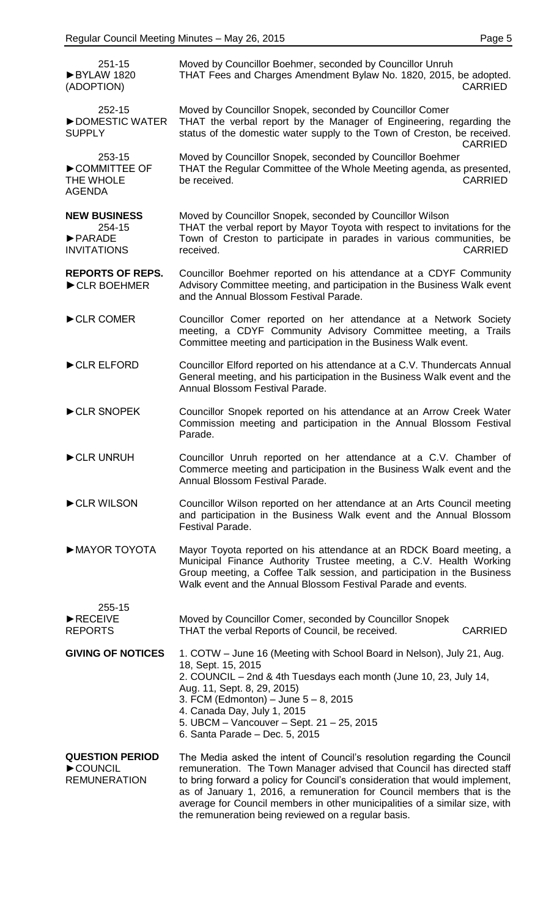**251-15**
►BYLAW 1820 (ADOPTION)

Moved by Councillor Boehmer, seconded by Councillor Unruh
THAT Fees and Charges Amendment Bylaw No. 1820, 2015, be adopted.
CARRIED

**252-15**
►DOMESTIC WATER SUPPLY

Moved by Councillor Snopek, seconded by Councillor Comer
THAT the verbal report by the Manager of Engineering, regarding the status of the domestic water supply to the Town of Creston, be received.
CARRIED

**253-15**
►COMMITTEE OF THE WHOLE AGENDA

Moved by Councillor Snopek, seconded by Councillor Boehmer
THAT the Regular Committee of the Whole Meeting agenda, as presented, be received.
CARRIED

**NEW BUSINESS**

**254-15**
►PARADE INVITATIONS

Moved by Councillor Snopek, seconded by Councillor Wilson
THAT the verbal report by Mayor Toyota with respect to invitations for the Town of Creston to participate in parades in various communities, be received.
CARRIED

**REPORTS OF REPS.**

►CLR BOEHMER

Councillor Boehmer reported on his attendance at a CDYF Community Advisory Committee meeting, and participation in the Business Walk event and the Annual Blossom Festival Parade.

►CLR COMER

Councillor Comer reported on her attendance at a Network Society meeting, a CDYF Community Advisory Committee meeting, a Trails Committee meeting and participation in the Business Walk event.

►CLR ELFORD

Councillor Elford reported on his attendance at a C.V. Thundercats Annual General meeting, and his participation in the Business Walk event and the Annual Blossom Festival Parade.

►CLR SNOPEK

Councillor Snopek reported on his attendance at an Arrow Creek Water Commission meeting and participation in the Annual Blossom Festival Parade.

►CLR UNRUH

Councillor Unruh reported on her attendance at a C.V. Chamber of Commerce meeting and participation in the Business Walk event and the Annual Blossom Festival Parade.

►CLR WILSON

Councillor Wilson reported on her attendance at an Arts Council meeting and participation in the Business Walk event and the Annual Blossom Festival Parade.

►MAYOR TOYOTA

Mayor Toyota reported on his attendance at an RDCK Board meeting, a Municipal Finance Authority Trustee meeting, a C.V. Health Working Group meeting, a Coffee Talk session, and participation in the Business Walk event and the Annual Blossom Festival Parade and events.

**255-15**
►RECEIVE REPORTS

Moved by Councillor Comer, seconded by Councillor Snopek
THAT the verbal Reports of Council, be received.
CARRIED

**GIVING OF NOTICES**

1. COTW – June 16 (Meeting with School Board in Nelson), July 21, Aug. 18, Sept. 15, 2015
2. COUNCIL – 2nd & 4th Tuesdays each month (June 10, 23, July 14, Aug. 11, Sept. 8, 29, 2015)
3. FCM (Edmonton) – June 5 – 8, 2015
4. Canada Day, July 1, 2015
5. UBCM – Vancouver – Sept. 21 – 25, 2015
6. Santa Parade – Dec. 5, 2015

**QUESTION PERIOD**
►COUNCIL REMUNERATION

The Media asked the intent of Council's resolution regarding the Council remuneration. The Town Manager advised that Council has directed staff to bring forward a policy for Council's consideration that would implement, as of January 1, 2016, a remuneration for Council members that is the average for Council members in other municipalities of a similar size, with the remuneration being reviewed on a regular basis.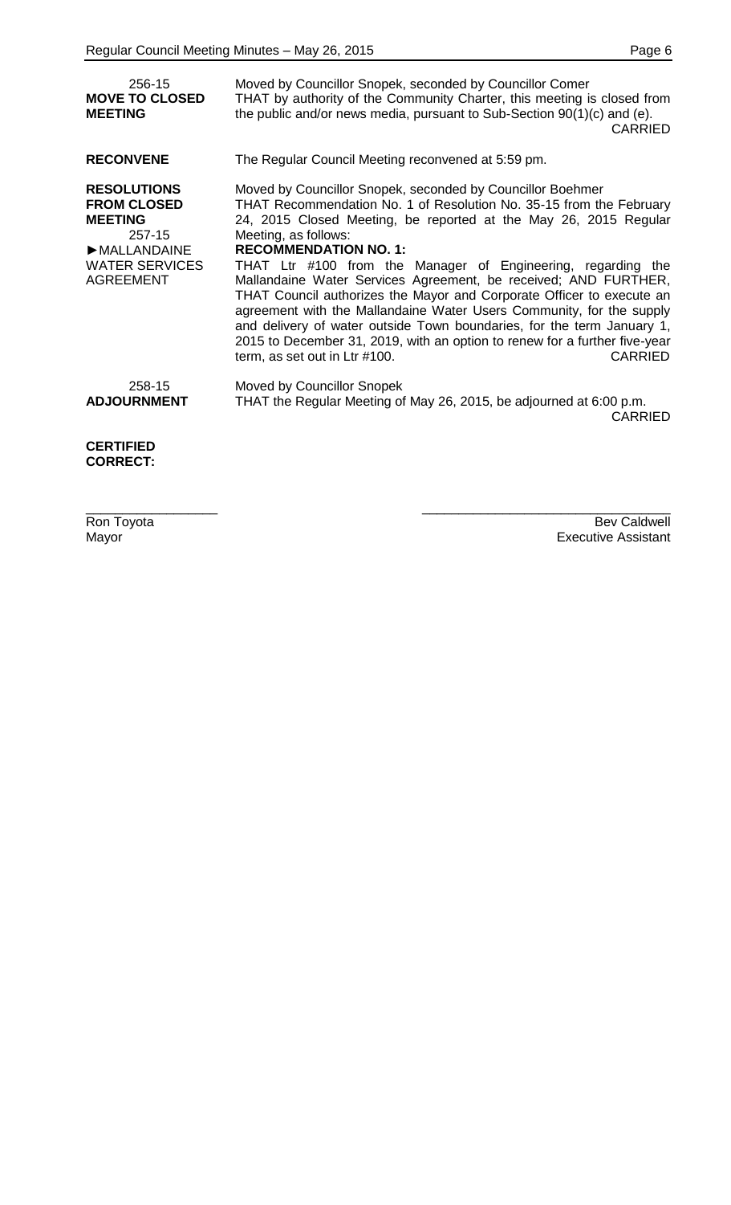**256-15**
**MOVE TO CLOSED MEETING**

Moved by Councillor Snopek, seconded by Councillor Comer
THAT by authority of the Community Charter, this meeting is closed from the public and/or news media, pursuant to Sub-Section 90(1)(c) and (e).
CARRIED

**RECONVENE**

The Regular Council Meeting reconvened at 5:59 pm.

**RESOLUTIONS FROM CLOSED MEETING**
**257-15**
**►MALLANDAINE WATER SERVICES AGREEMENT**

Moved by Councillor Snopek, seconded by Councillor Boehmer
THAT Recommendation No. 1 of Resolution No. 35-15 from the February 24, 2015 Closed Meeting, be reported at the May 26, 2015 Regular Meeting, as follows:

**RECOMMENDATION NO. 1:**
THAT Ltr #100 from the Manager of Engineering, regarding the Mallandaine Water Services Agreement, be received; AND FURTHER, THAT Council authorizes the Mayor and Corporate Officer to execute an agreement with the Mallandaine Water Users Community, for the supply and delivery of water outside Town boundaries, for the term January 1, 2015 to December 31, 2019, with an option to renew for a further five-year term, as set out in Ltr #100.
CARRIED

**258-15**
**ADJOURNMENT**

Moved by Councillor Snopek
THAT the Regular Meeting of May 26, 2015, be adjourned at 6:00 p.m.
CARRIED

**CERTIFIED CORRECT:**

\_\_\_\_\_\_\_\_\_\_\_\_\_\_\_\_\_\_\_\_
Ron Toyota
Mayor

\_\_\_\_\_\_\_\_\_\_\_\_\_\_\_\_\_\_\_\_
Bev Caldwell
Executive Assistant